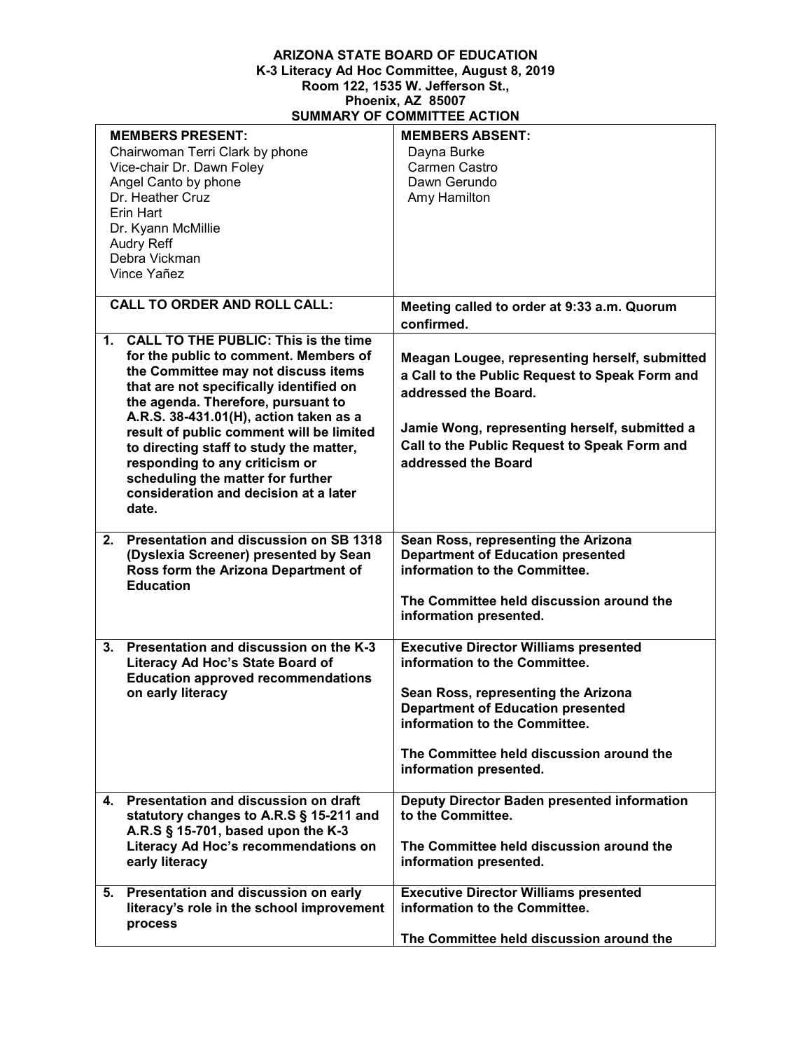**ARIZONA STATE BOARD OF EDUCATION**
**K-3 Literacy Ad Hoc Committee, August 8, 2019**
**Room 122, 1535 W. Jefferson St.,**
**Phoenix, AZ 85007**
**SUMMARY OF COMMITTEE ACTION**

| **MEMBERS PRESENT:**<br>Chairwoman Terri Clark by phone<br>Vice-chair Dr. Dawn Foley<br>Angel Canto by phone<br>Dr. Heather Cruz<br>Erin Hart<br>Dr. Kyann McMillie<br>Audry Reff<br>Debra Vickman<br>Vince Yañez | **MEMBERS ABSENT:**<br>Dayna Burke<br>Carmen Castro<br>Dawn Gerundo<br>Amy Hamilton |
|---|---|
| **CALL TO ORDER AND ROLL CALL:** | **Meeting called to order at 9:33 a.m. Quorum confirmed.** |
| **1. CALL TO THE PUBLIC: This is the time for the public to comment. Members of the Committee may not discuss items that are not specifically identified on the agenda. Therefore, pursuant to A.R.S. 38-431.01(H), action taken as a result of public comment will be limited to directing staff to study the matter, responding to any criticism or scheduling the matter for further consideration and decision at a later date.** | **Meagan Lougee, representing herself, submitted a Call to the Public Request to Speak Form and addressed the Board.**<br><br>**Jamie Wong, representing herself, submitted a Call to the Public Request to Speak Form and addressed the Board** |
| **2. Presentation and discussion on SB 1318 (Dyslexia Screener) presented by Sean Ross form the Arizona Department of Education** | **Sean Ross, representing the Arizona Department of Education presented information to the Committee.**<br><br>**The Committee held discussion around the information presented.** |
| **3. Presentation and discussion on the K-3 Literacy Ad Hoc's State Board of Education approved recommendations on early literacy** | **Executive Director Williams presented information to the Committee.**<br><br>**Sean Ross, representing the Arizona Department of Education presented information to the Committee.**<br><br>**The Committee held discussion around the information presented.** |
| **4. Presentation and discussion on draft statutory changes to A.R.S § 15-211 and A.R.S § 15-701, based upon the K-3 Literacy Ad Hoc's recommendations on early literacy** | **Deputy Director Baden presented information to the Committee.**<br><br>**The Committee held discussion around the information presented.** |
| **5. Presentation and discussion on early literacy's role in the school improvement process** | **Executive Director Williams presented information to the Committee.**<br><br>**The Committee held discussion around the** |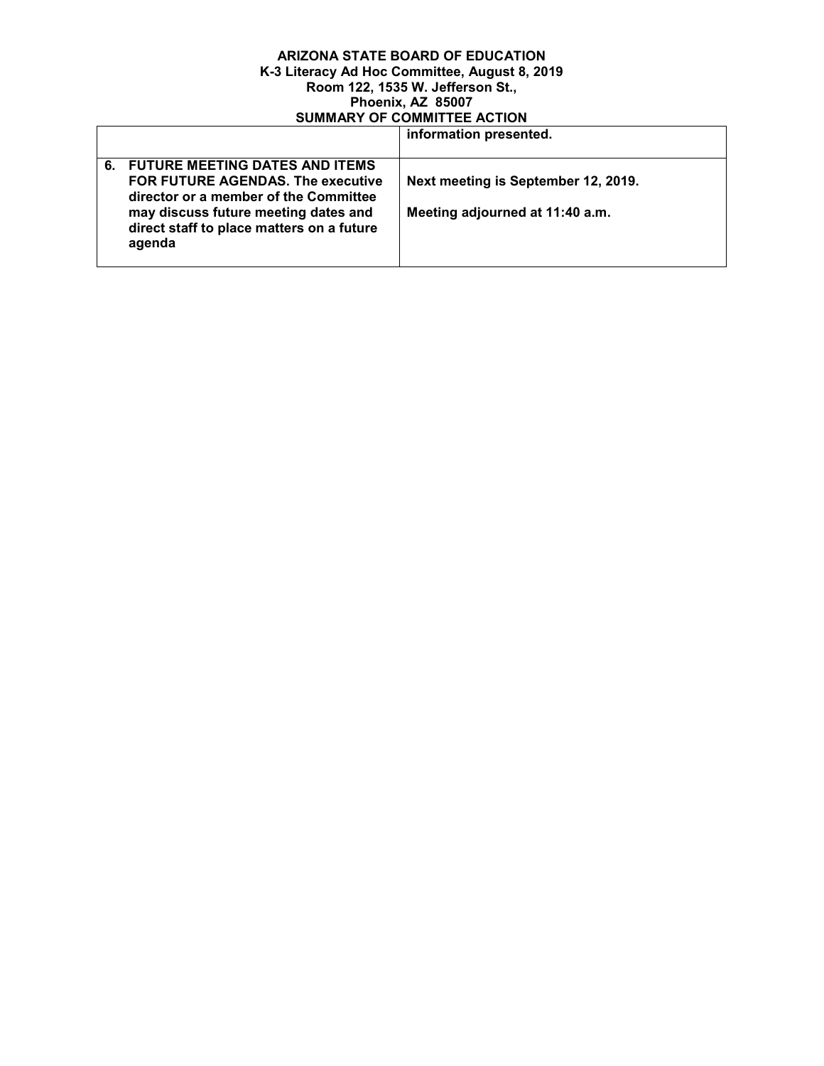**ARIZONA STATE BOARD OF EDUCATION**
**K-3 Literacy Ad Hoc Committee, August 8, 2019**
**Room 122, 1535 W. Jefferson St.,**
**Phoenix, AZ 85007**
**SUMMARY OF COMMITTEE ACTION**

| | |
|---|---|
| | **information presented.** |
| **6. FUTURE MEETING DATES AND ITEMS FOR FUTURE AGENDAS. The executive director or a member of the Committee may discuss future meeting dates and direct staff to place matters on a future agenda** | **Next meeting is September 12, 2019.**<br><br>**Meeting adjourned at 11:40 a.m.** |